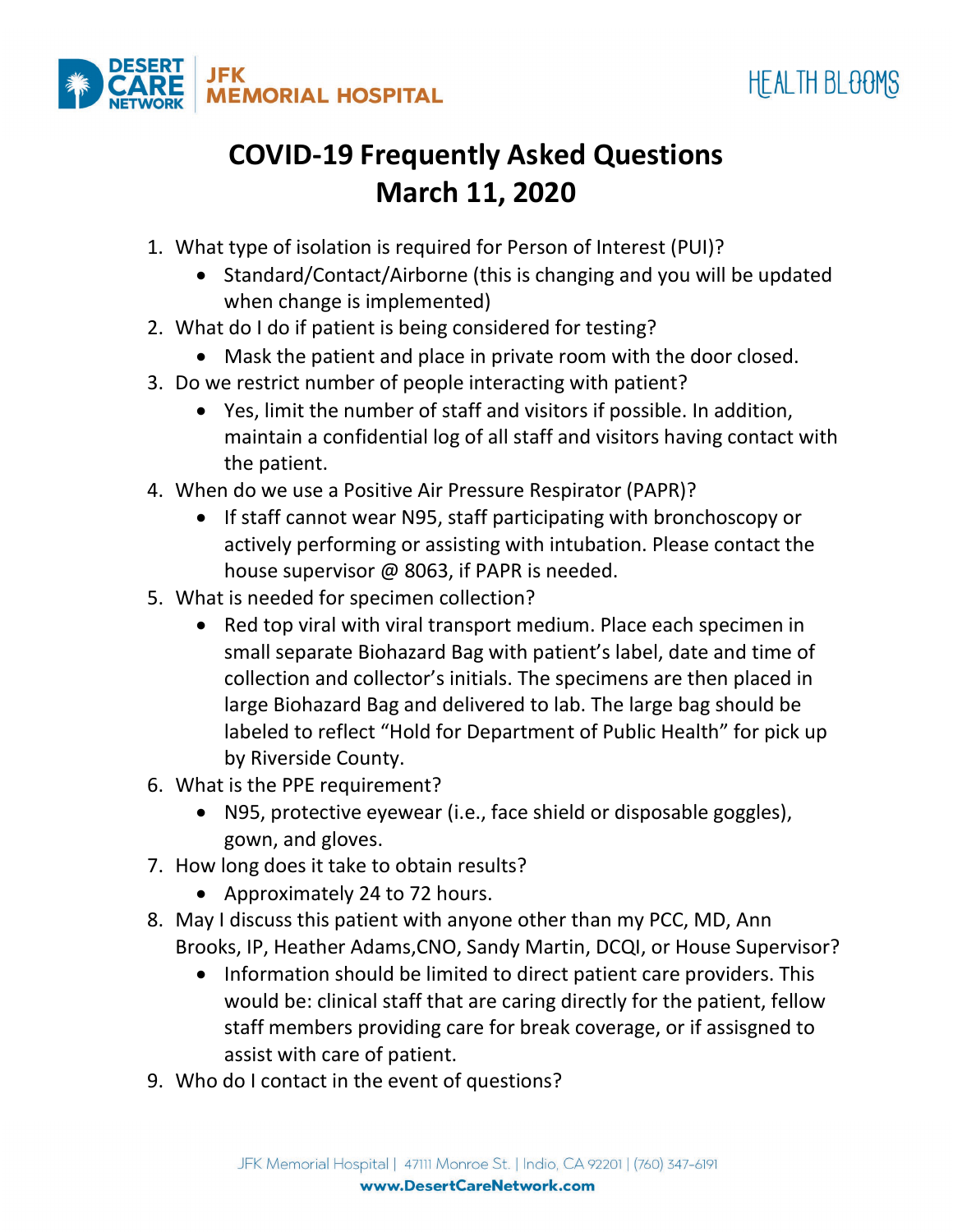# COVID-19 Frequently Asked Questions
# March 11, 2020

1. What type of isolation is required for Person of Interest (PUI)?
   - Standard/Contact/Airborne (this is changing and you will be updated when change is implemented)
2. What do I do if patient is being considered for testing?
   - Mask the patient and place in private room with the door closed.
3. Do we restrict number of people interacting with patient?
   - Yes, limit the number of staff and visitors if possible. In addition, maintain a confidential log of all staff and visitors having contact with the patient.
4. When do we use a Positive Air Pressure Respirator (PAPR)?
   - If staff cannot wear N95, staff participating with bronchoscopy or actively performing or assisting with intubation. Please contact the house supervisor @ 8063, if PAPR is needed.
5. What is needed for specimen collection?
   - Red top viral with viral transport medium. Place each specimen in small separate Biohazard Bag with patient's label, date and time of collection and collector's initials. The specimens are then placed in large Biohazard Bag and delivered to lab. The large bag should be labeled to reflect "Hold for Department of Public Health" for pick up by Riverside County.
6. What is the PPE requirement?
   - N95, protective eyewear (i.e., face shield or disposable goggles), gown, and gloves.
7. How long does it take to obtain results?
   - Approximately 24 to 72 hours.
8. May I discuss this patient with anyone other than my PCC, MD, Ann Brooks, IP, Heather Adams,CNO, Sandy Martin, DCQI, or House Supervisor?
   - Information should be limited to direct patient care providers. This would be: clinical staff that are caring directly for the patient, fellow staff members providing care for break coverage, or if assisgned to assist with care of patient.
9. Who do I contact in the event of questions?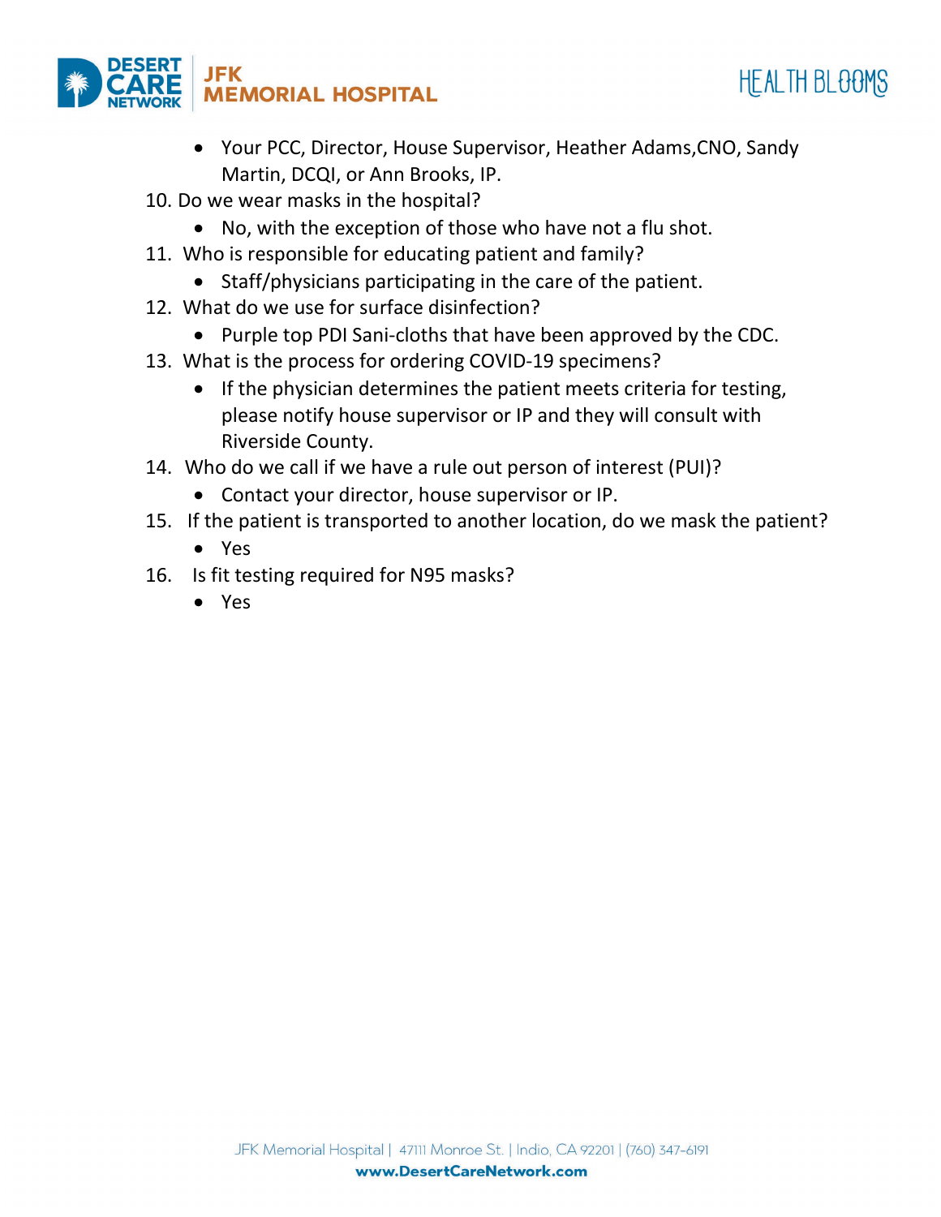- Your PCC, Director, House Supervisor, Heather Adams,CNO, Sandy Martin, DCQI, or Ann Brooks, IP.

10. Do we wear masks in the hospital?
    - No, with the exception of those who have not a flu shot.
11. Who is responsible for educating patient and family?
    - Staff/physicians participating in the care of the patient.
12. What do we use for surface disinfection?
    - Purple top PDI Sani-cloths that have been approved by the CDC.
13. What is the process for ordering COVID-19 specimens?
    - If the physician determines the patient meets criteria for testing, please notify house supervisor or IP and they will consult with Riverside County.
14. Who do we call if we have a rule out person of interest (PUI)?
    - Contact your director, house supervisor or IP.
15. If the patient is transported to another location, do we mask the patient?
    - Yes
16. Is fit testing required for N95 masks?
    - Yes